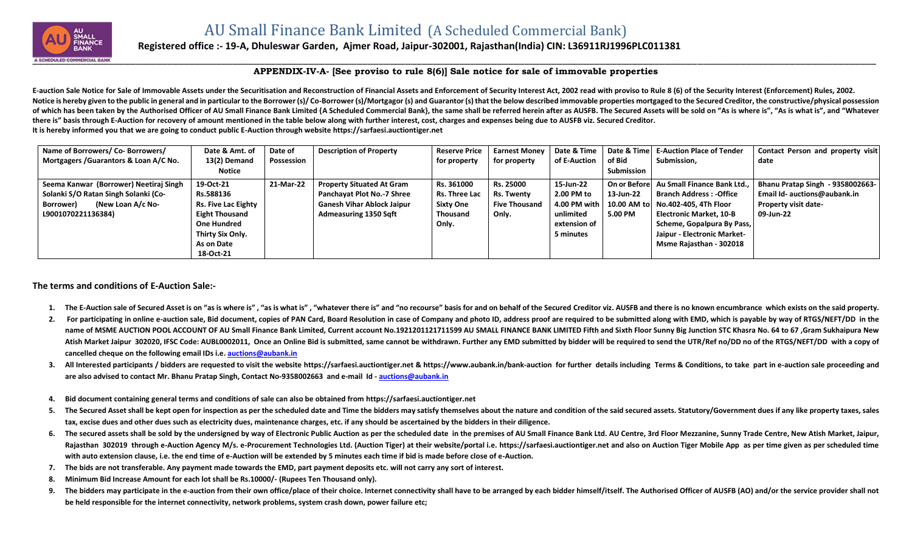# AU Small Finance Bank Limited (A Scheduled Commercial Bank)

**Registered office :- 19-A, Dhuleswar Garden, Ajmer Road, Jaipur-302001, Rajasthan(India) CIN: L36911RJ1996PLC011381**

## APPENDIX-IV-A- [See proviso to rule 8(6)] Sale notice for sale of immovable properties

**E-auction Sale Notice for Sale of Immovable Assets under the Securitisation and Reconstruction of Financial Assets and Enforcement of Security Interest Act, 2002 read with proviso to Rule 8 (6) of the Security Interest (Enforcement) Rules, 2002.**
**Notice is hereby given to the public in general and in particular to the Borrower (s)/ Co-Borrower (s)/Mortgagor (s) and Guarantor (s) that the below described immovable properties mortgaged to the Secured Creditor, the constructive/physical possession of which has been taken by the Authorised Officer of AU Small Finance Bank Limited {A Scheduled Commercial Bank}, the same shall be referred herein after as AUSFB. The Secured Assets will be sold on "As is where is", "As is what is", and "Whatever there is" basis through E-Auction for recovery of amount mentioned in the table below along with further interest, cost, charges and expenses being due to AUSFB viz. Secured Creditor.**
**It is hereby informed you that we are going to conduct public E-Auction through website https://sarfaesi.auctiontiger.net**

| Name of Borrowers/ Co- Borrowers/ Mortgagers /Guarantors & Loan A/C No. | Date & Amt. of 13(2) Demand Notice | Date of Possession | Description of Property | Reserve Price for property | Earnest Money for property | Date & Time of E-Auction | Date & Time of Bid Submission | E-Auction Place of Tender Submission, | Contact Person and property visit date |
|---|---|---|---|---|---|---|---|---|---|
| Seema Kanwar (Borrower) Neetiraj Singh Solanki S/O Ratan Singh Solanki (Co-Borrower) (New Loan A/c No- L9001070221136384) | 19-Oct-21 Rs.588136 Rs. Five Lac Eighty Eight Thousand One Hundred Thirty Six Only. As on Date 18-Oct-21 | 21-Mar-22 | Property Situated At Gram Panchayat Plot No.-7 Shree Ganesh Vihar Ablock Jaipur Admeasuring 1350 Sqft | Rs. 361000 Rs. Three Lac Sixty One Thousand Only. | Rs. 25000 Rs. Twenty Five Thousand Only. | 15-Jun-22 2.00 PM to 4.00 PM with unlimited extension of 5 minutes | On or Before 13-Jun-22 10.00 AM to 5.00 PM | Au Small Finance Bank Ltd., Branch Address : -Office No.402-405, 4Th Floor Electronic Market, 10-B Scheme, Gopalpura By Pass, Jaipur - Electronic Market-Msme Rajasthan - 302018 | Bhanu Pratap Singh - 9358002663- Email Id- auctions@aubank.in Property visit date- 09-Jun-22 |

### The terms and conditions of E-Auction Sale:-

1. The E-Auction sale of Secured Asset is on "as is where is" , "as is what is" , "whatever there is" and "no recourse" basis for and on behalf of the Secured Creditor viz. AUSFB and there is no known encumbrance which exists on the said property.
2. For participating in online e-auction sale, Bid document, copies of PAN Card, Board Resolution in case of Company and photo ID, address proof are required to be submitted along with EMD, which is payable by way of RTGS/NEFT/DD in the name of MSME AUCTION POOL ACCOUNT OF AU Small Finance Bank Limited, Current account No.1921201121711599 AU SMALL FINANCE BANK LIMITED Fifth and Sixth Floor Sunny Big Junction STC Khasra No. 64 to 67 ,Gram Sukhaipura New Atish Market Jaipur 302020, IFSC Code: AUBL0002011, Once an Online Bid is submitted, same cannot be withdrawn. Further any EMD submitted by bidder will be required to send the UTR/Ref no/DD no of the RTGS/NEFT/DD with a copy of cancelled cheque on the following email IDs i.e. auctions@aubank.in
3. All Interested participants / bidders are requested to visit the website https://sarfaesi.auctiontiger.net & https://www.aubank.in/bank-auction for further details including Terms & Conditions, to take part in e-auction sale proceeding and are also advised to contact Mr. Bhanu Pratap Singh, Contact No-9358002663 and e-mail Id - auctions@aubank.in
4. Bid document containing general terms and conditions of sale can also be obtained from https://sarfaesi.auctiontiger.net
5. The Secured Asset shall be kept open for inspection as per the scheduled date and Time the bidders may satisfy themselves about the nature and condition of the said secured assets. Statutory/Government dues if any like property taxes, sales tax, excise dues and other dues such as electricity dues, maintenance charges, etc. if any should be ascertained by the bidders in their diligence.
6. The secured assets shall be sold by the undersigned by way of Electronic Public Auction as per the scheduled date in the premises of AU Small Finance Bank Ltd. AU Centre, 3rd Floor Mezzanine, Sunny Trade Centre, New Atish Market, Jaipur, Rajasthan 302019 through e-Auction Agency M/s. e-Procurement Technologies Ltd. (Auction Tiger) at their website/portal i.e. https://sarfaesi.auctiontiger.net and also on Auction Tiger Mobile App as per time given as per scheduled time with auto extension clause, i.e. the end time of e-Auction will be extended by 5 minutes each time if bid is made before close of e-Auction.
7. The bids are not transferable. Any payment made towards the EMD, part payment deposits etc. will not carry any sort of interest.
8. Minimum Bid Increase Amount for each lot shall be Rs.10000/- (Rupees Ten Thousand only).
9. The bidders may participate in the e-auction from their own office/place of their choice. Internet connectivity shall have to be arranged by each bidder himself/itself. The Authorised Officer of AUSFB (AO) and/or the service provider shall not be held responsible for the internet connectivity, network problems, system crash down, power failure etc;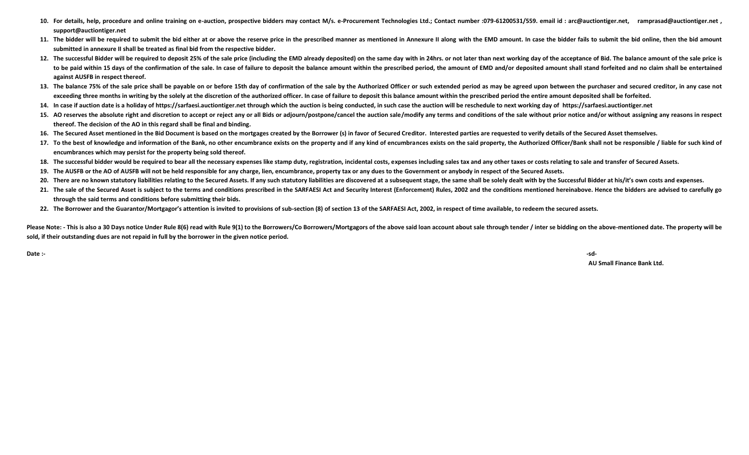10. **For details, help, procedure and online training on e-auction, prospective bidders may contact M/s. e-Procurement Technologies Ltd.; Contact number :079-61200531/559. email id : arc@auctiontiger.net, ramprasad@auctiontiger.net , support@auctiontiger.net**
11. **The bidder will be required to submit the bid either at or above the reserve price in the prescribed manner as mentioned in Annexure II along with the EMD amount. In case the bidder fails to submit the bid online, then the bid amount submitted in annexure II shall be treated as final bid from the respective bidder.**
12. **The successful Bidder will be required to deposit 25% of the sale price (including the EMD already deposited) on the same day with in 24hrs. or not later than next working day of the acceptance of Bid. The balance amount of the sale price is to be paid within 15 days of the confirmation of the sale. In case of failure to deposit the balance amount within the prescribed period, the amount of EMD and/or deposited amount shall stand forfeited and no claim shall be entertained against AUSFB in respect thereof.**
13. **The balance 75% of the sale price shall be payable on or before 15th day of confirmation of the sale by the Authorized Officer or such extended period as may be agreed upon between the purchaser and secured creditor, in any case not exceeding three months in writing by the solely at the discretion of the authorized officer. In case of failure to deposit this balance amount within the prescribed period the entire amount deposited shall be forfeited.**
14. **In case if auction date is a holiday of https://sarfaesi.auctiontiger.net through which the auction is being conducted, in such case the auction will be reschedule to next working day of https://sarfaesi.auctiontiger.net**
15. **AO reserves the absolute right and discretion to accept or reject any or all Bids or adjourn/postpone/cancel the auction sale/modify any terms and conditions of the sale without prior notice and/or without assigning any reasons in respect thereof. The decision of the AO in this regard shall be final and binding.**
16. **The Secured Asset mentioned in the Bid Document is based on the mortgages created by the Borrower (s) in favor of Secured Creditor. Interested parties are requested to verify details of the Secured Asset themselves.**
17. **To the best of knowledge and information of the Bank, no other encumbrance exists on the property and if any kind of encumbrances exists on the said property, the Authorized Officer/Bank shall not be responsible / liable for such kind of encumbrances which may persist for the property being sold thereof.**
18. **The successful bidder would be required to bear all the necessary expenses like stamp duty, registration, incidental costs, expenses including sales tax and any other taxes or costs relating to sale and transfer of Secured Assets.**
19. **The AUSFB or the AO of AUSFB will not be held responsible for any charge, lien, encumbrance, property tax or any dues to the Government or anybody in respect of the Secured Assets.**
20. **There are no known statutory liabilities relating to the Secured Assets. If any such statutory liabilities are discovered at a subsequent stage, the same shall be solely dealt with by the Successful Bidder at his/it's own costs and expenses.**
21. **The sale of the Secured Asset is subject to the terms and conditions prescribed in the SARFAESI Act and Security Interest (Enforcement) Rules, 2002 and the conditions mentioned hereinabove. Hence the bidders are advised to carefully go through the said terms and conditions before submitting their bids.**
22. **The Borrower and the Guarantor/Mortgagor's attention is invited to provisions of sub-section (8) of section 13 of the SARFAESI Act, 2002, in respect of time available, to redeem the secured assets.**

**Please Note: - This is also a 30 Days notice Under Rule 8(6) read with Rule 9(1) to the Borrowers/Co Borrowers/Mortgagors of the above said loan account about sale through tender / inter se bidding on the above-mentioned date. The property will be sold, if their outstanding dues are not repaid in full by the borrower in the given notice period.**

**Date :-**

**-sd-**

**AU Small Finance Bank Ltd.**